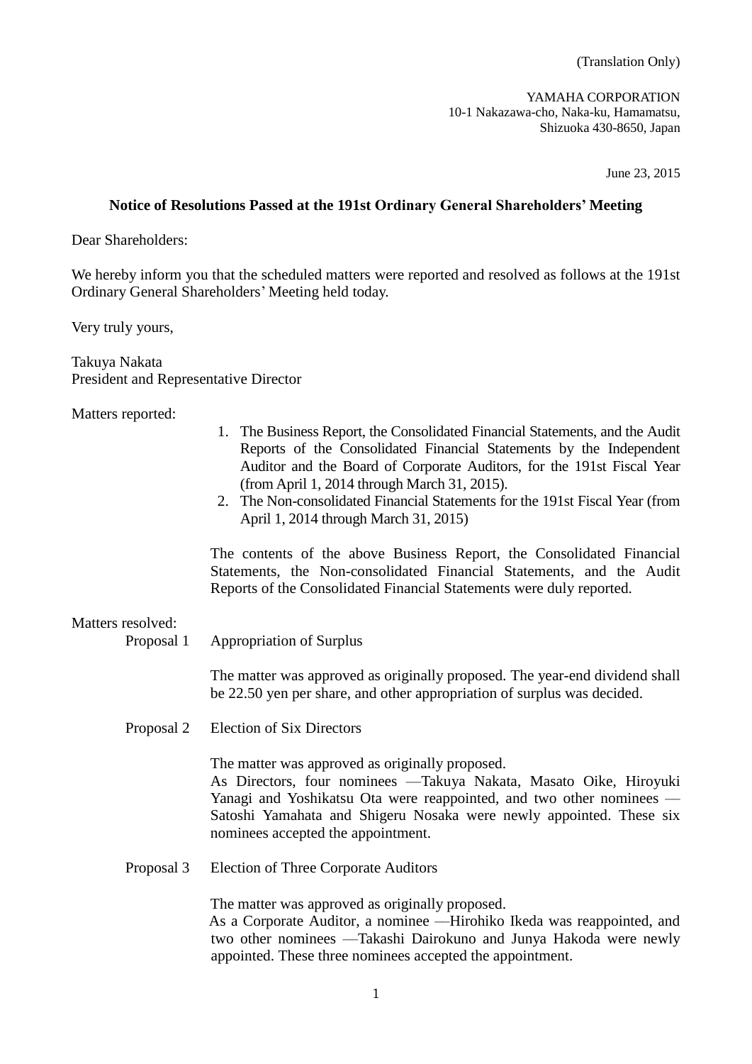(Translation Only)

YAMAHA CORPORATION
10-1 Nakazawa-cho, Naka-ku, Hamamatsu,
Shizuoka 430-8650, Japan

June 23, 2015

## Notice of Resolutions Passed at the 191st Ordinary General Shareholders' Meeting

Dear Shareholders:

We hereby inform you that the scheduled matters were reported and resolved as follows at the 191st Ordinary General Shareholders' Meeting held today.

Very truly yours,

Takuya Nakata
President and Representative Director

Matters reported:

1. The Business Report, the Consolidated Financial Statements, and the Audit Reports of the Consolidated Financial Statements by the Independent Auditor and the Board of Corporate Auditors, for the 191st Fiscal Year (from April 1, 2014 through March 31, 2015).
2. The Non-consolidated Financial Statements for the 191st Fiscal Year (from April 1, 2014 through March 31, 2015)

The contents of the above Business Report, the Consolidated Financial Statements, the Non-consolidated Financial Statements, and the Audit Reports of the Consolidated Financial Statements were duly reported.

Matters resolved:

Proposal 1 Appropriation of Surplus

The matter was approved as originally proposed. The year-end dividend shall be 22.50 yen per share, and other appropriation of surplus was decided.

Proposal 2 Election of Six Directors

The matter was approved as originally proposed.
As Directors, four nominees —Takuya Nakata, Masato Oike, Hiroyuki Yanagi and Yoshikatsu Ota were reappointed, and two other nominees — Satoshi Yamahata and Shigeru Nosaka were newly appointed. These six nominees accepted the appointment.

Proposal 3 Election of Three Corporate Auditors

The matter was approved as originally proposed.
As a Corporate Auditor, a nominee —Hirohiko Ikeda was reappointed, and two other nominees —Takashi Dairokuno and Junya Hakoda were newly appointed. These three nominees accepted the appointment.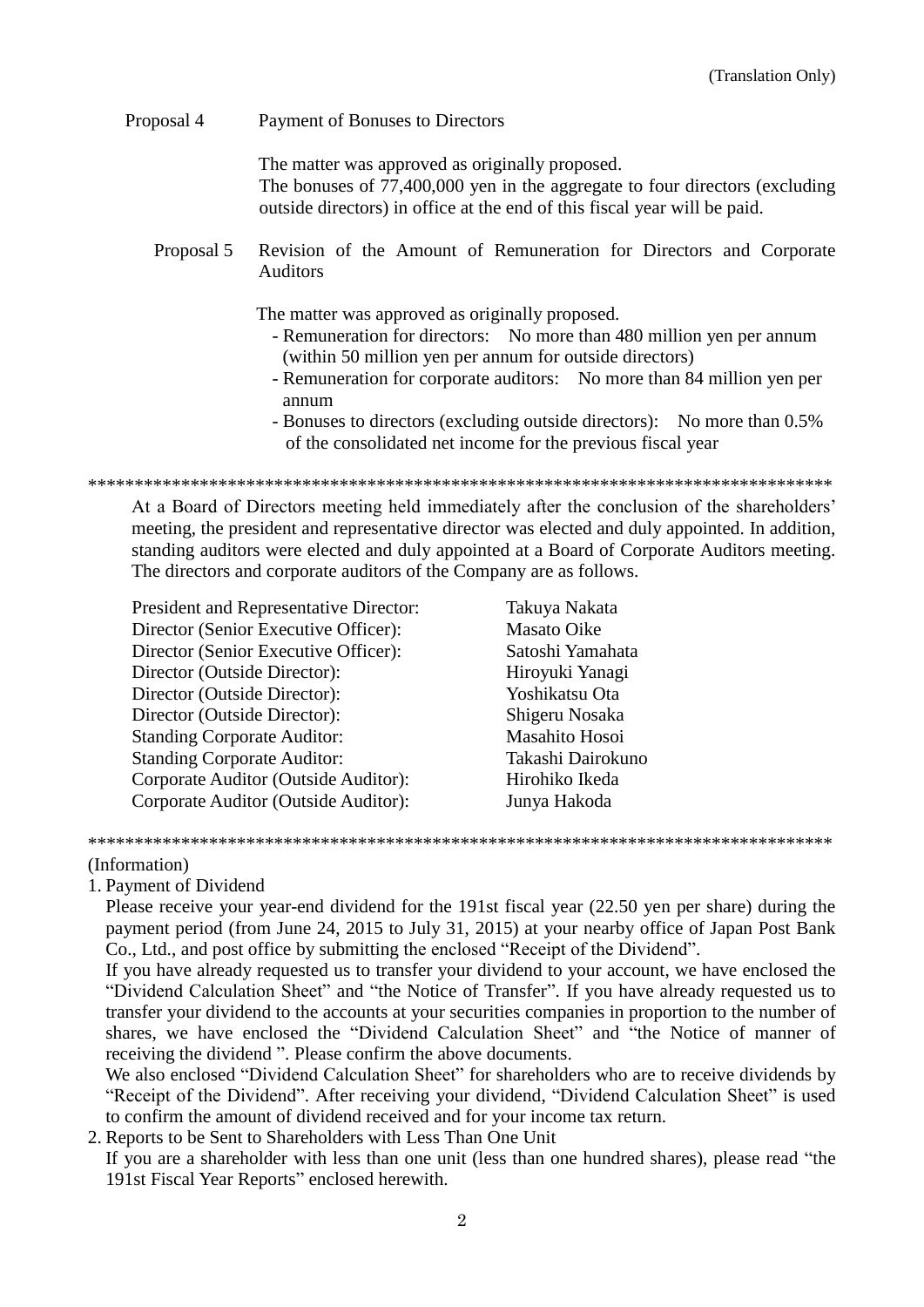(Translation Only)

Proposal 4 Payment of Bonuses to Directors

The matter was approved as originally proposed.
The bonuses of 77,400,000 yen in the aggregate to four directors (excluding outside directors) in office at the end of this fiscal year will be paid.

Proposal 5 Revision of the Amount of Remuneration for Directors and Corporate Auditors

The matter was approved as originally proposed.

- Remuneration for directors: No more than 480 million yen per annum (within 50 million yen per annum for outside directors)
- Remuneration for corporate auditors: No more than 84 million yen per annum
- Bonuses to directors (excluding outside directors): No more than 0.5% of the consolidated net income for the previous fiscal year

\*\*\*\*\*\*\*\*\*\*\*\*\*\*\*\*\*\*\*\*\*\*\*\*\*\*\*\*\*\*\*\*\*\*\*\*\*\*\*\*\*\*\*\*\*\*\*\*\*\*\*\*\*\*\*\*\*\*\*\*\*\*\*\*\*\*\*\*\*\*\*\*\*\*\*\*\*\*\*\*\*\*\*\*\*\*

At a Board of Directors meeting held immediately after the conclusion of the shareholders' meeting, the president and representative director was elected and duly appointed. In addition, standing auditors were elected and duly appointed at a Board of Corporate Auditors meeting. The directors and corporate auditors of the Company are as follows.

| | |
|---|---|
| President and Representative Director: | Takuya Nakata |
| Director (Senior Executive Officer): | Masato Oike |
| Director (Senior Executive Officer): | Satoshi Yamahata |
| Director (Outside Director): | Hiroyuki Yanagi |
| Director (Outside Director): | Yoshikatsu Ota |
| Director (Outside Director): | Shigeru Nosaka |
| Standing Corporate Auditor: | Masahito Hosoi |
| Standing Corporate Auditor: | Takashi Dairokuno |
| Corporate Auditor (Outside Auditor): | Hirohiko Ikeda |
| Corporate Auditor (Outside Auditor): | Junya Hakoda |

\*\*\*\*\*\*\*\*\*\*\*\*\*\*\*\*\*\*\*\*\*\*\*\*\*\*\*\*\*\*\*\*\*\*\*\*\*\*\*\*\*\*\*\*\*\*\*\*\*\*\*\*\*\*\*\*\*\*\*\*\*\*\*\*\*\*\*\*\*\*\*\*\*\*\*\*\*\*\*\*\*\*\*\*\*\*

(Information)

1. Payment of Dividend

   Please receive your year-end dividend for the 191st fiscal year (22.50 yen per share) during the payment period (from June 24, 2015 to July 31, 2015) at your nearby office of Japan Post Bank Co., Ltd., and post office by submitting the enclosed "Receipt of the Dividend".

   If you have already requested us to transfer your dividend to your account, we have enclosed the "Dividend Calculation Sheet" and "the Notice of Transfer". If you have already requested us to transfer your dividend to the accounts at your securities companies in proportion to the number of shares, we have enclosed the "Dividend Calculation Sheet" and "the Notice of manner of receiving the dividend ". Please confirm the above documents.

   We also enclosed "Dividend Calculation Sheet" for shareholders who are to receive dividends by "Receipt of the Dividend". After receiving your dividend, "Dividend Calculation Sheet" is used to confirm the amount of dividend received and for your income tax return.

2. Reports to be Sent to Shareholders with Less Than One Unit

   If you are a shareholder with less than one unit (less than one hundred shares), please read "the 191st Fiscal Year Reports" enclosed herewith.